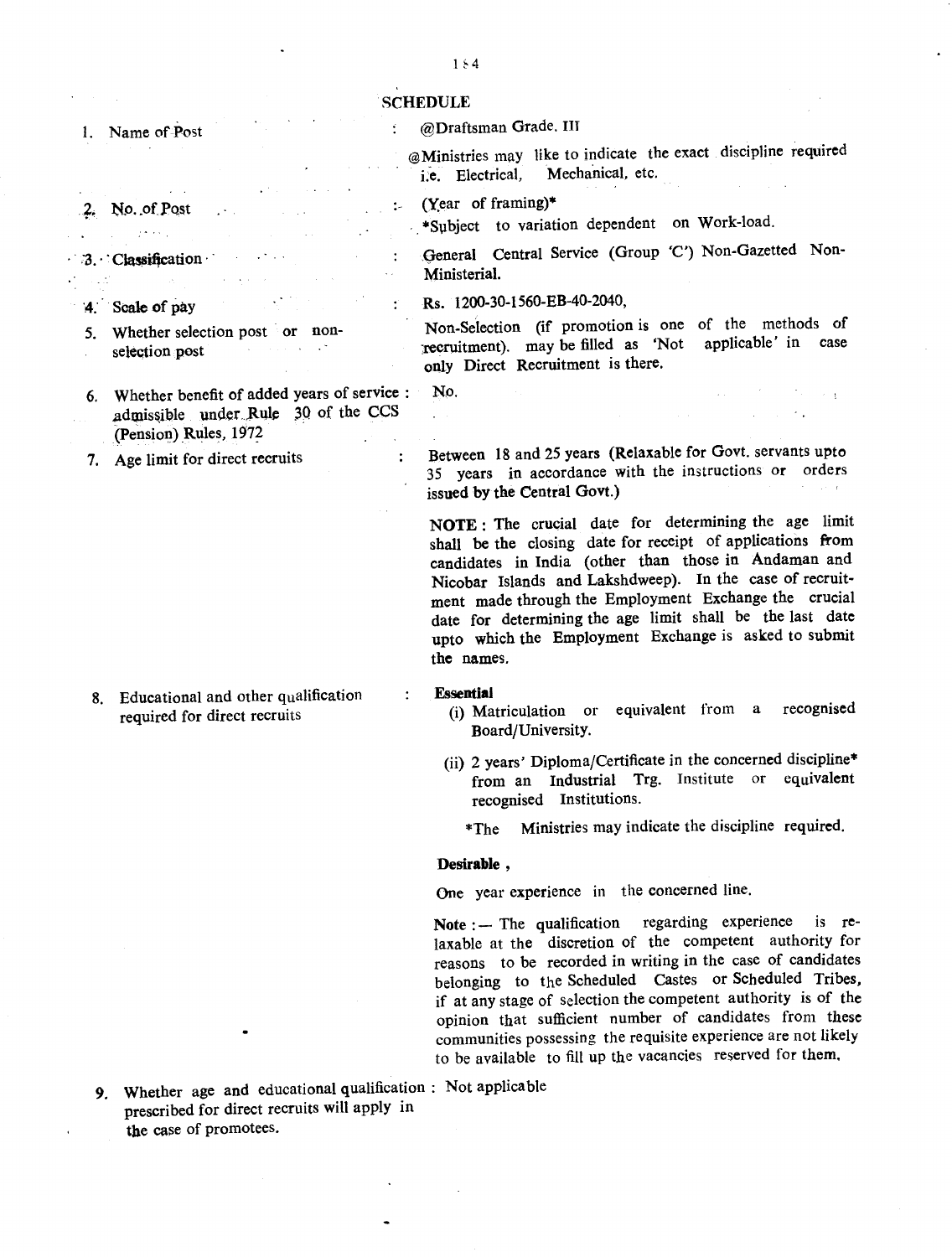## SCHEDULE

| | | |
|---|---|---|
| 1. Name of Post | : | @Draftsman Grade. III<br>@Ministries may like to indicate the exact discipline required i.e. Electrical, Mechanical, etc. |
| 2. No. of Post | : | (Year of framing)*<br>*Subject to variation dependent on Work-load. |
| 3. Classification | : | General Central Service (Group 'C') Non-Gazetted Non-Ministerial. |
| 4. Scale of pay | : | Rs. 1200-30-1560-EB-40-2040, |
| 5. Whether selection post or non-selection post | | Non-Selection (if promotion is one of the methods of recruitment). may be filled as 'Not applicable' in case only Direct Recruitment is there. |
| 6. Whether benefit of added years of service admissible under Rule 30 of the CCS (Pension) Rules, 1972 | : | No. |
| 7. Age limit for direct recruits | : | Between 18 and 25 years (Relaxable for Govt. servants upto 35 years in accordance with the instructions or orders issued by the Central Govt.)<br><br>**NOTE :** The crucial date for determining the age limit shall be the closing date for receipt of applications from candidates in India (other than those in Andaman and Nicobar Islands and Lakshdweep). In the case of recruitment made through the Employment Exchange the crucial date for determining the age limit shall be the last date upto which the Employment Exchange is asked to submit the names. |
| 8. Educational and other qualification required for direct recruits | : | **Essential**<br>(i) Matriculation or equivalent from a recognised Board/University.<br>(ii) 2 years' Diploma/Certificate in the concerned discipline* from an Industrial Trg. Institute or equivalent recognised Institutions.<br>*The Ministries may indicate the discipline required.<br><br>**Desirable ,**<br>One year experience in the concerned line.<br><br>**Note :—** The qualification regarding experience is relaxable at the discretion of the competent authority for reasons to be recorded in writing in the case of candidates belonging to the Scheduled Castes or Scheduled Tribes, if at any stage of selection the competent authority is of the opinion that sufficient number of candidates from these communities possessing the requisite experience are not likely to be available to fill up the vacancies reserved for them. |
| 9. Whether age and educational qualification prescribed for direct recruits will apply in the case of promotees. | : | Not applicable |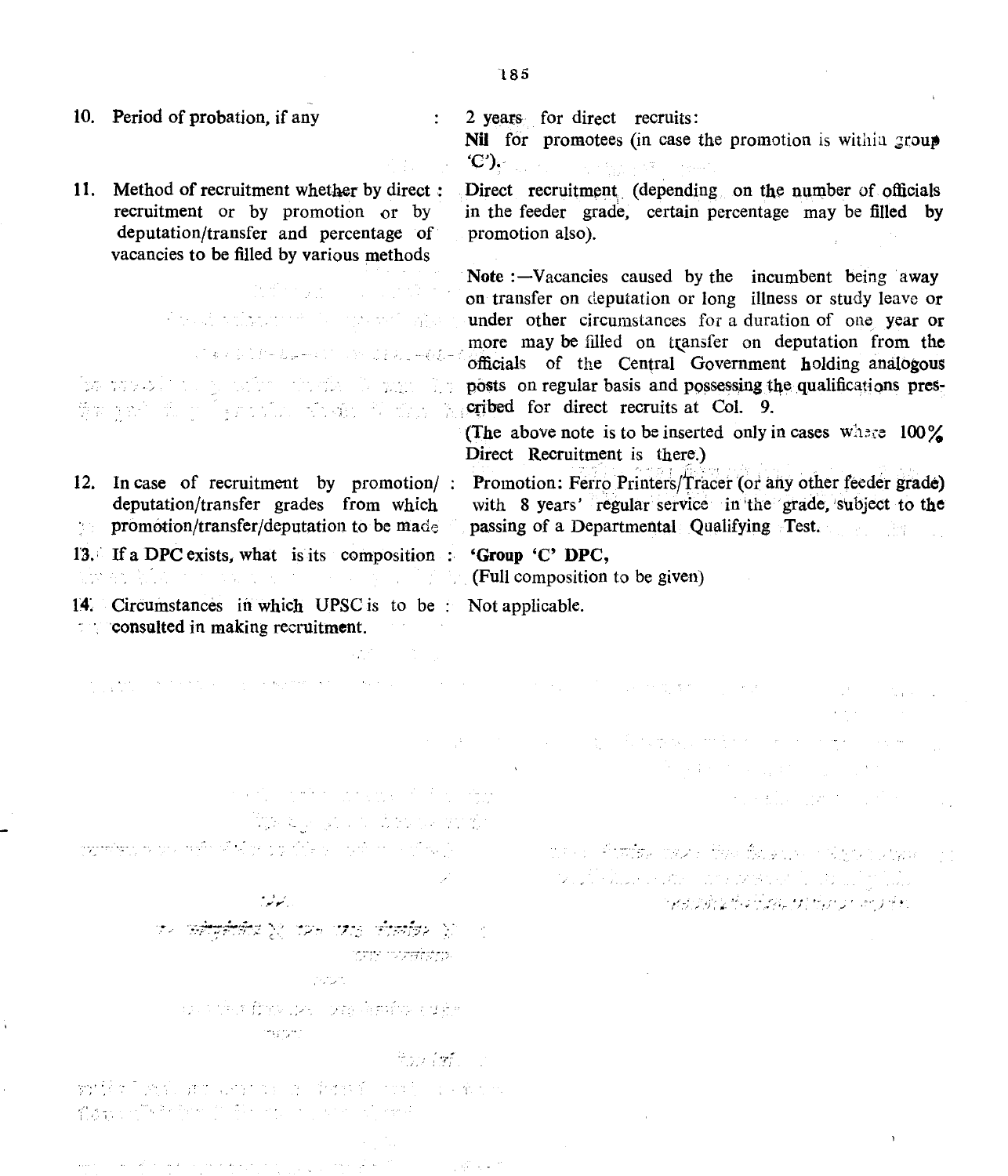| | | |
|---|---|---|
| 10. Period of probation, if any | : | 2 years for direct recruits: **Nil** for promotees (in case the promotion is within group 'C'). |
| 11. Method of recruitment whether by direct recruitment or by promotion or by deputation/transfer and percentage of vacancies to be filled by various methods | : | Direct recruitment (depending on the number of officials in the feeder grade, certain percentage may be filled by promotion also).<br><br>**Note** :—Vacancies caused by the incumbent being away on transfer on deputation or long illness or study leave or under other circumstances for a duration of one year or more may be filled on transfer on deputation from the officials of the Central Government holding analogous posts on regular basis and possessing the qualifications prescribed for direct recruits at Col. 9.<br>(The above note is to be inserted only in cases where 100% Direct Recruitment is there.) |
| 12. In case of recruitment by promotion/deputation/transfer grades from which promotion/transfer/deputation to be made | : | Promotion: Ferro Printers/Tracer (or any other feeder grade) with 8 years' regular service in the grade, subject to the passing of a Departmental Qualifying Test. |
| 13. If a DPC exists, what is its composition | : | **'Group 'C' DPC,**<br>(Full composition to be given) |
| 14. Circumstances in which UPSC is to be consulted in making recruitment. | : | Not applicable. |